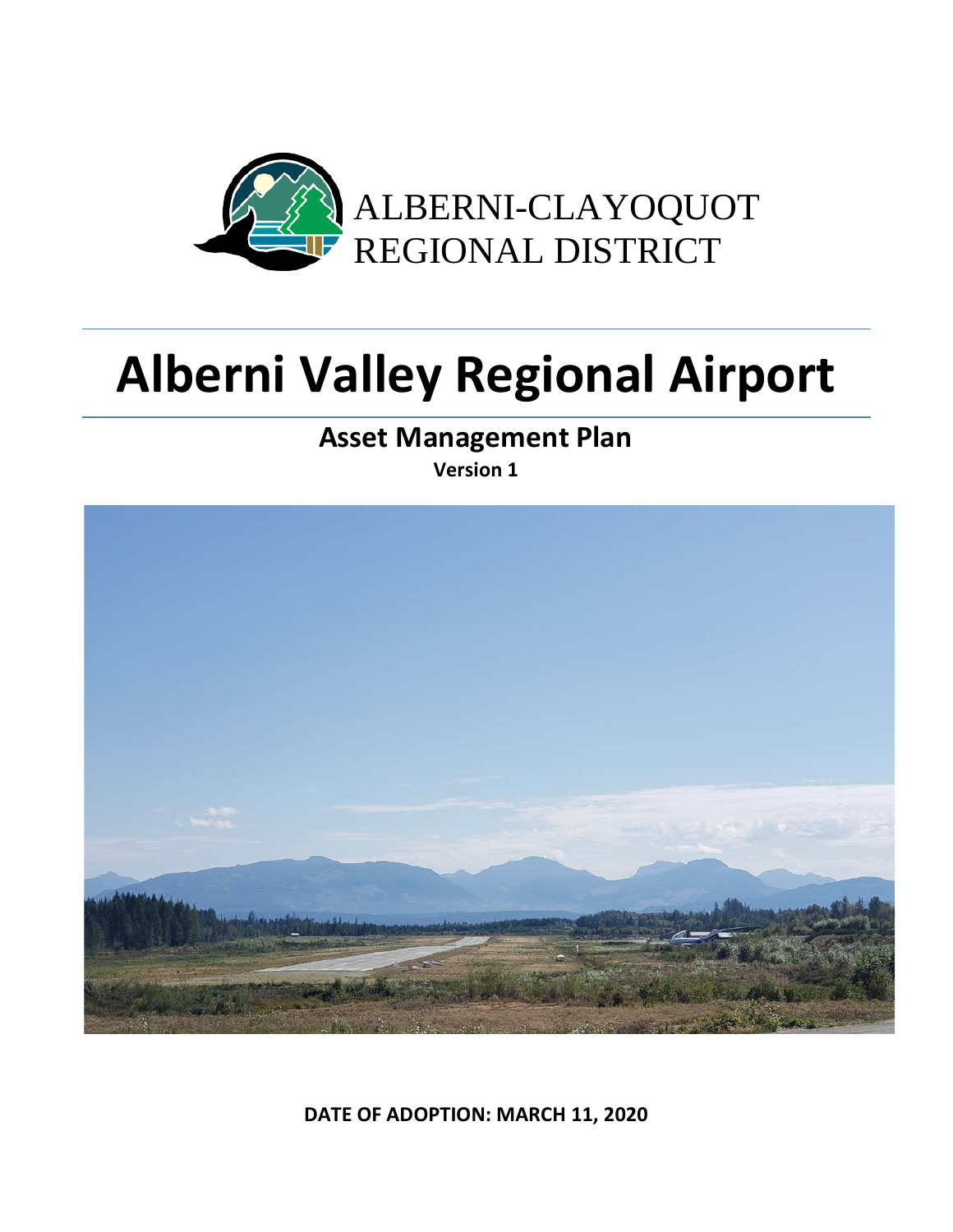ALBERNI-CLAYOQUOT
REGIONAL DISTRICT

# Alberni Valley Regional Airport

## Asset Management Plan

**Version 1**

**DATE OF ADOPTION: MARCH 11, 2020**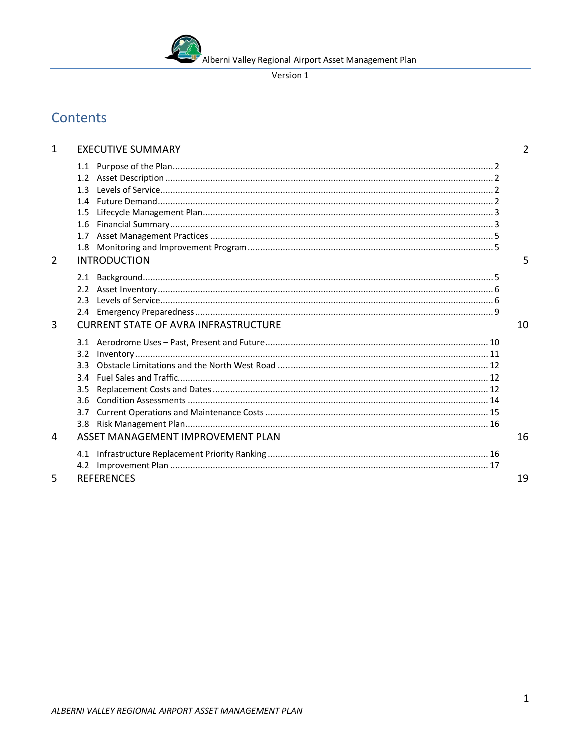Version 1

# Contents

| | | |
|---|---|---|
| 1 | EXECUTIVE SUMMARY | 2 |
| | 1.1 Purpose of the Plan | 2 |
| | 1.2 Asset Description | 2 |
| | 1.3 Levels of Service | 2 |
| | 1.4 Future Demand | 2 |
| | 1.5 Lifecycle Management Plan | 3 |
| | 1.6 Financial Summary | 3 |
| | 1.7 Asset Management Practices | 5 |
| | 1.8 Monitoring and Improvement Program | 5 |
| 2 | INTRODUCTION | 5 |
| | 2.1 Background | 5 |
| | 2.2 Asset Inventory | 6 |
| | 2.3 Levels of Service | 6 |
| | 2.4 Emergency Preparedness | 9 |
| 3 | CURRENT STATE OF AVRA INFRASTRUCTURE | 10 |
| | 3.1 Aerodrome Uses – Past, Present and Future | 10 |
| | 3.2 Inventory | 11 |
| | 3.3 Obstacle Limitations and the North West Road | 12 |
| | 3.4 Fuel Sales and Traffic | 12 |
| | 3.5 Replacement Costs and Dates | 12 |
| | 3.6 Condition Assessments | 14 |
| | 3.7 Current Operations and Maintenance Costs | 15 |
| | 3.8 Risk Management Plan | 16 |
| 4 | ASSET MANAGEMENT IMPROVEMENT PLAN | 16 |
| | 4.1 Infrastructure Replacement Priority Ranking | 16 |
| | 4.2 Improvement Plan | 17 |
| 5 | REFERENCES | 19 |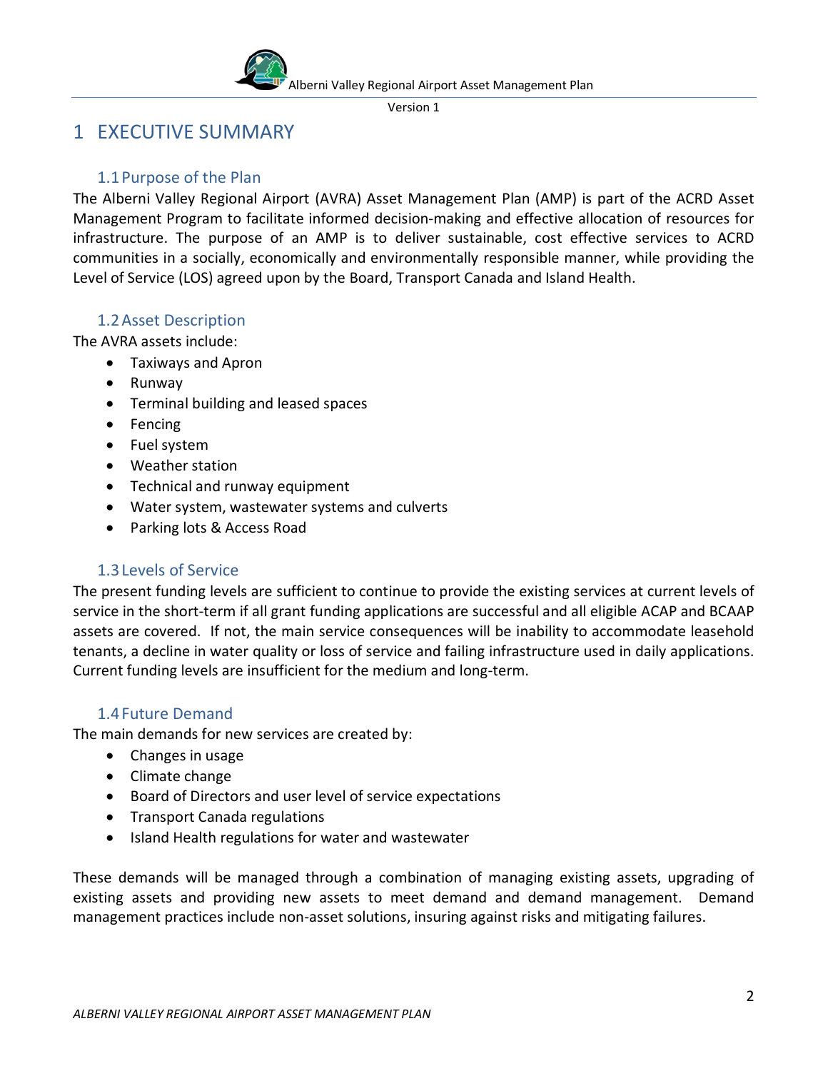# 1 EXECUTIVE SUMMARY

## 1.1 Purpose of the Plan

The Alberni Valley Regional Airport (AVRA) Asset Management Plan (AMP) is part of the ACRD Asset Management Program to facilitate informed decision-making and effective allocation of resources for infrastructure. The purpose of an AMP is to deliver sustainable, cost effective services to ACRD communities in a socially, economically and environmentally responsible manner, while providing the Level of Service (LOS) agreed upon by the Board, Transport Canada and Island Health.

## 1.2 Asset Description

The AVRA assets include:

- Taxiways and Apron
- Runway
- Terminal building and leased spaces
- Fencing
- Fuel system
- Weather station
- Technical and runway equipment
- Water system, wastewater systems and culverts
- Parking lots & Access Road

## 1.3 Levels of Service

The present funding levels are sufficient to continue to provide the existing services at current levels of service in the short-term if all grant funding applications are successful and all eligible ACAP and BCAAP assets are covered. If not, the main service consequences will be inability to accommodate leasehold tenants, a decline in water quality or loss of service and failing infrastructure used in daily applications. Current funding levels are insufficient for the medium and long-term.

## 1.4 Future Demand

The main demands for new services are created by:

- Changes in usage
- Climate change
- Board of Directors and user level of service expectations
- Transport Canada regulations
- Island Health regulations for water and wastewater

These demands will be managed through a combination of managing existing assets, upgrading of existing assets and providing new assets to meet demand and demand management. Demand management practices include non-asset solutions, insuring against risks and mitigating failures.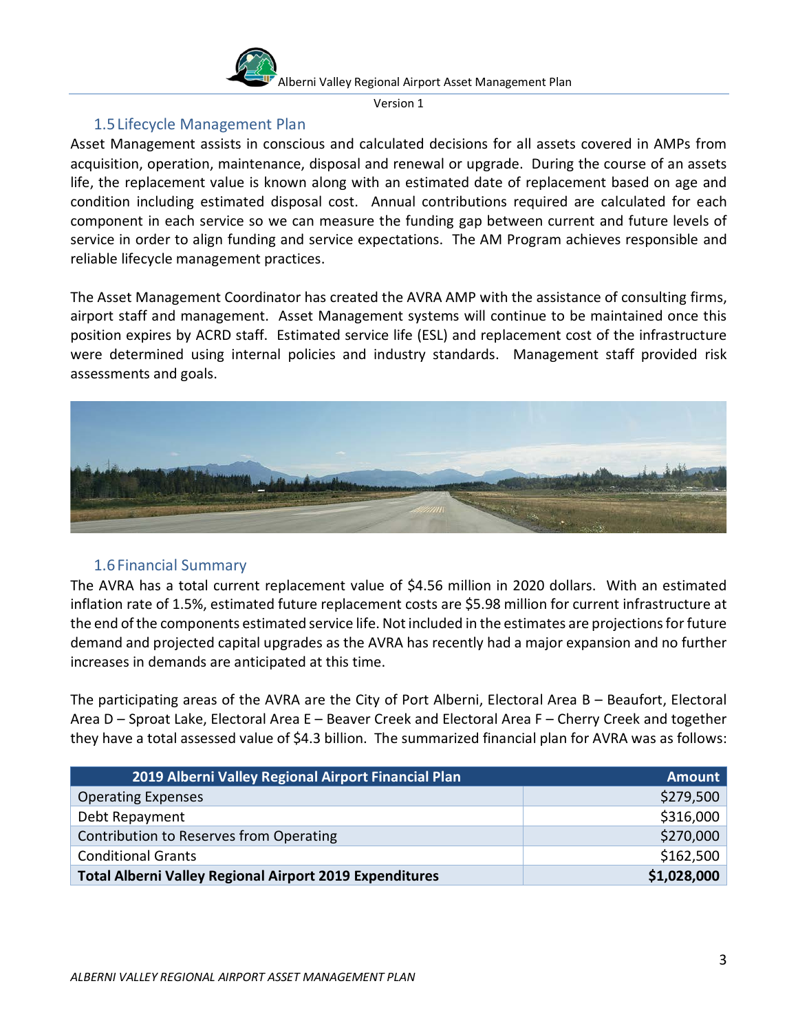## 1.5 Lifecycle Management Plan

Asset Management assists in conscious and calculated decisions for all assets covered in AMPs from acquisition, operation, maintenance, disposal and renewal or upgrade. During the course of an assets life, the replacement value is known along with an estimated date of replacement based on age and condition including estimated disposal cost. Annual contributions required are calculated for each component in each service so we can measure the funding gap between current and future levels of service in order to align funding and service expectations. The AM Program achieves responsible and reliable lifecycle management practices.

The Asset Management Coordinator has created the AVRA AMP with the assistance of consulting firms, airport staff and management. Asset Management systems will continue to be maintained once this position expires by ACRD staff. Estimated service life (ESL) and replacement cost of the infrastructure were determined using internal policies and industry standards. Management staff provided risk assessments and goals.

## 1.6 Financial Summary

The AVRA has a total current replacement value of $4.56 million in 2020 dollars. With an estimated inflation rate of 1.5%, estimated future replacement costs are $5.98 million for current infrastructure at the end of the components estimated service life. Not included in the estimates are projections for future demand and projected capital upgrades as the AVRA has recently had a major expansion and no further increases in demands are anticipated at this time.

The participating areas of the AVRA are the City of Port Alberni, Electoral Area B – Beaufort, Electoral Area D – Sproat Lake, Electoral Area E – Beaver Creek and Electoral Area F – Cherry Creek and together they have a total assessed value of $4.3 billion. The summarized financial plan for AVRA was as follows:

| 2019 Alberni Valley Regional Airport Financial Plan | Amount |
|---|---:|
| Operating Expenses | $279,500 |
| Debt Repayment | $316,000 |
| Contribution to Reserves from Operating | $270,000 |
| Conditional Grants | $162,500 |
| **Total Alberni Valley Regional Airport 2019 Expenditures** | **$1,028,000** |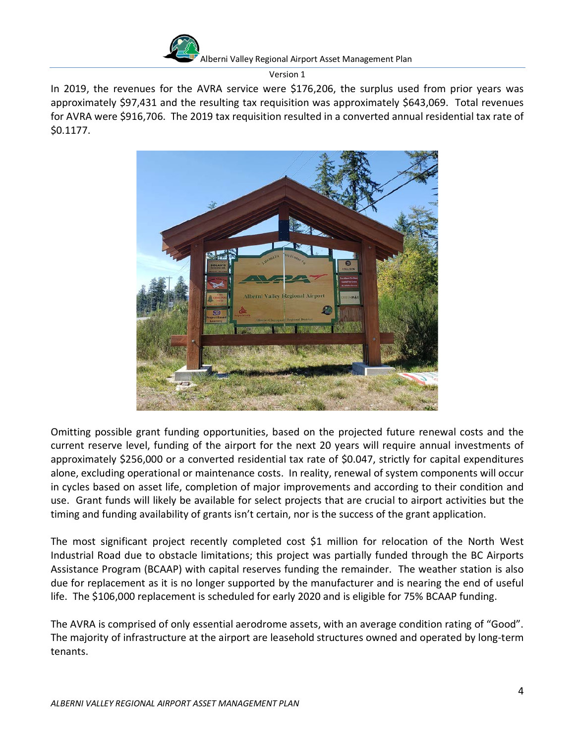In 2019, the revenues for the AVRA service were $176,206, the surplus used from prior years was approximately $97,431 and the resulting tax requisition was approximately $643,069. Total revenues for AVRA were $916,706. The 2019 tax requisition resulted in a converted annual residential tax rate of $0.1177.

Omitting possible grant funding opportunities, based on the projected future renewal costs and the current reserve level, funding of the airport for the next 20 years will require annual investments of approximately $256,000 or a converted residential tax rate of $0.047, strictly for capital expenditures alone, excluding operational or maintenance costs. In reality, renewal of system components will occur in cycles based on asset life, completion of major improvements and according to their condition and use. Grant funds will likely be available for select projects that are crucial to airport activities but the timing and funding availability of grants isn't certain, nor is the success of the grant application.

The most significant project recently completed cost $1 million for relocation of the North West Industrial Road due to obstacle limitations; this project was partially funded through the BC Airports Assistance Program (BCAAP) with capital reserves funding the remainder. The weather station is also due for replacement as it is no longer supported by the manufacturer and is nearing the end of useful life. The $106,000 replacement is scheduled for early 2020 and is eligible for 75% BCAAP funding.

The AVRA is comprised of only essential aerodrome assets, with an average condition rating of "Good". The majority of infrastructure at the airport are leasehold structures owned and operated by long-term tenants.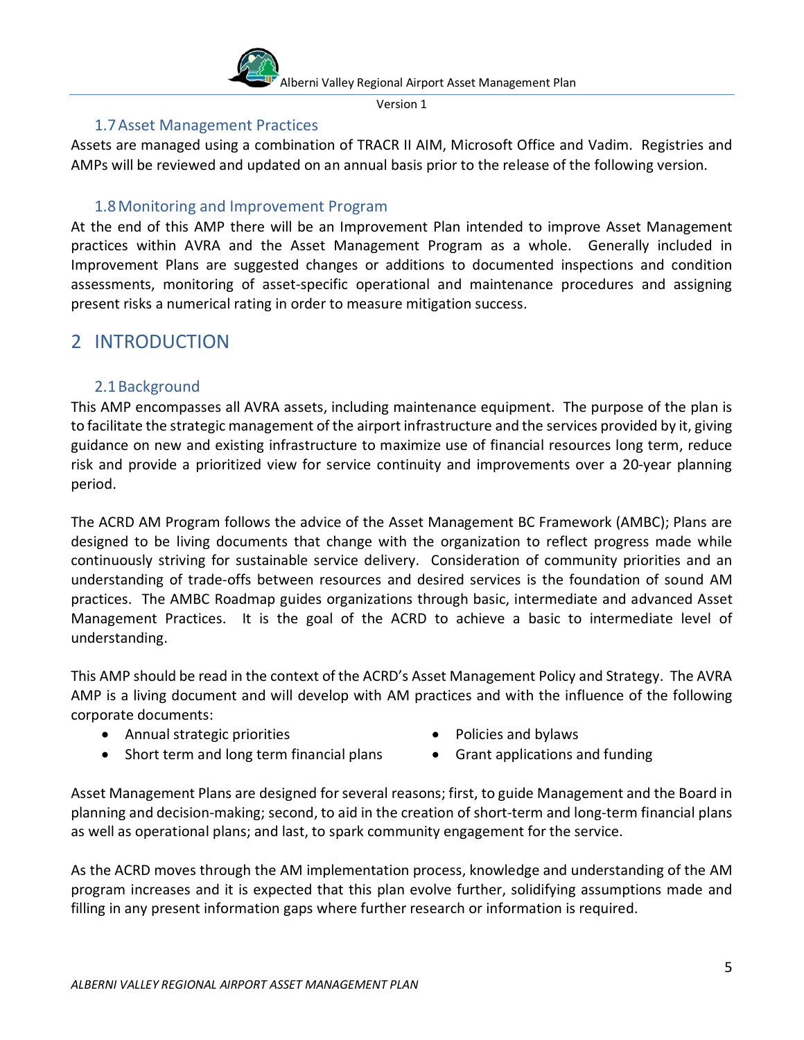### 1.7 Asset Management Practices

Assets are managed using a combination of TRACR II AIM, Microsoft Office and Vadim. Registries and AMPs will be reviewed and updated on an annual basis prior to the release of the following version.

### 1.8 Monitoring and Improvement Program

At the end of this AMP there will be an Improvement Plan intended to improve Asset Management practices within AVRA and the Asset Management Program as a whole. Generally included in Improvement Plans are suggested changes or additions to documented inspections and condition assessments, monitoring of asset-specific operational and maintenance procedures and assigning present risks a numerical rating in order to measure mitigation success.

## 2 INTRODUCTION

### 2.1 Background

This AMP encompasses all AVRA assets, including maintenance equipment. The purpose of the plan is to facilitate the strategic management of the airport infrastructure and the services provided by it, giving guidance on new and existing infrastructure to maximize use of financial resources long term, reduce risk and provide a prioritized view for service continuity and improvements over a 20-year planning period.

The ACRD AM Program follows the advice of the Asset Management BC Framework (AMBC); Plans are designed to be living documents that change with the organization to reflect progress made while continuously striving for sustainable service delivery. Consideration of community priorities and an understanding of trade-offs between resources and desired services is the foundation of sound AM practices. The AMBC Roadmap guides organizations through basic, intermediate and advanced Asset Management Practices. It is the goal of the ACRD to achieve a basic to intermediate level of understanding.

This AMP should be read in the context of the ACRD's Asset Management Policy and Strategy. The AVRA AMP is a living document and will develop with AM practices and with the influence of the following corporate documents:

- Annual strategic priorities
- Short term and long term financial plans
- Policies and bylaws
- Grant applications and funding

Asset Management Plans are designed for several reasons; first, to guide Management and the Board in planning and decision-making; second, to aid in the creation of short-term and long-term financial plans as well as operational plans; and last, to spark community engagement for the service.

As the ACRD moves through the AM implementation process, knowledge and understanding of the AM program increases and it is expected that this plan evolve further, solidifying assumptions made and filling in any present information gaps where further research or information is required.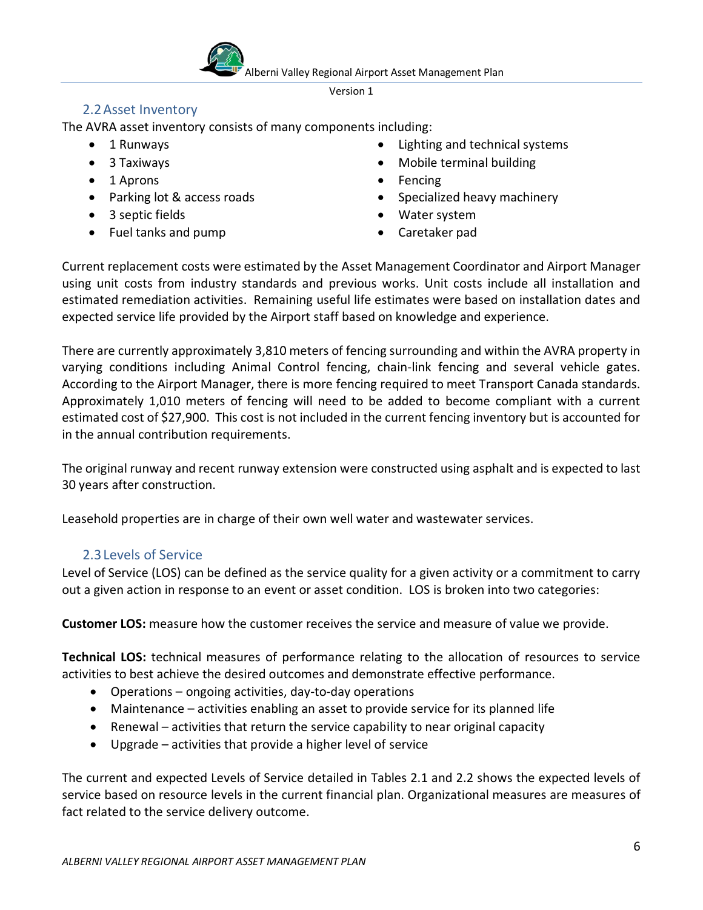## 2.2 Asset Inventory

The AVRA asset inventory consists of many components including:

- 1 Runways
- 3 Taxiways
- 1 Aprons
- Parking lot & access roads
- 3 septic fields
- Fuel tanks and pump
- Lighting and technical systems
- Mobile terminal building
- Fencing
- Specialized heavy machinery
- Water system
- Caretaker pad

Current replacement costs were estimated by the Asset Management Coordinator and Airport Manager using unit costs from industry standards and previous works. Unit costs include all installation and estimated remediation activities. Remaining useful life estimates were based on installation dates and expected service life provided by the Airport staff based on knowledge and experience.

There are currently approximately 3,810 meters of fencing surrounding and within the AVRA property in varying conditions including Animal Control fencing, chain-link fencing and several vehicle gates. According to the Airport Manager, there is more fencing required to meet Transport Canada standards. Approximately 1,010 meters of fencing will need to be added to become compliant with a current estimated cost of $27,900. This cost is not included in the current fencing inventory but is accounted for in the annual contribution requirements.

The original runway and recent runway extension were constructed using asphalt and is expected to last 30 years after construction.

Leasehold properties are in charge of their own well water and wastewater services.

## 2.3 Levels of Service

Level of Service (LOS) can be defined as the service quality for a given activity or a commitment to carry out a given action in response to an event or asset condition. LOS is broken into two categories:

**Customer LOS:** measure how the customer receives the service and measure of value we provide.

**Technical LOS:** technical measures of performance relating to the allocation of resources to service activities to best achieve the desired outcomes and demonstrate effective performance.

- Operations – ongoing activities, day-to-day operations
- Maintenance – activities enabling an asset to provide service for its planned life
- Renewal – activities that return the service capability to near original capacity
- Upgrade – activities that provide a higher level of service

The current and expected Levels of Service detailed in Tables 2.1 and 2.2 shows the expected levels of service based on resource levels in the current financial plan. Organizational measures are measures of fact related to the service delivery outcome.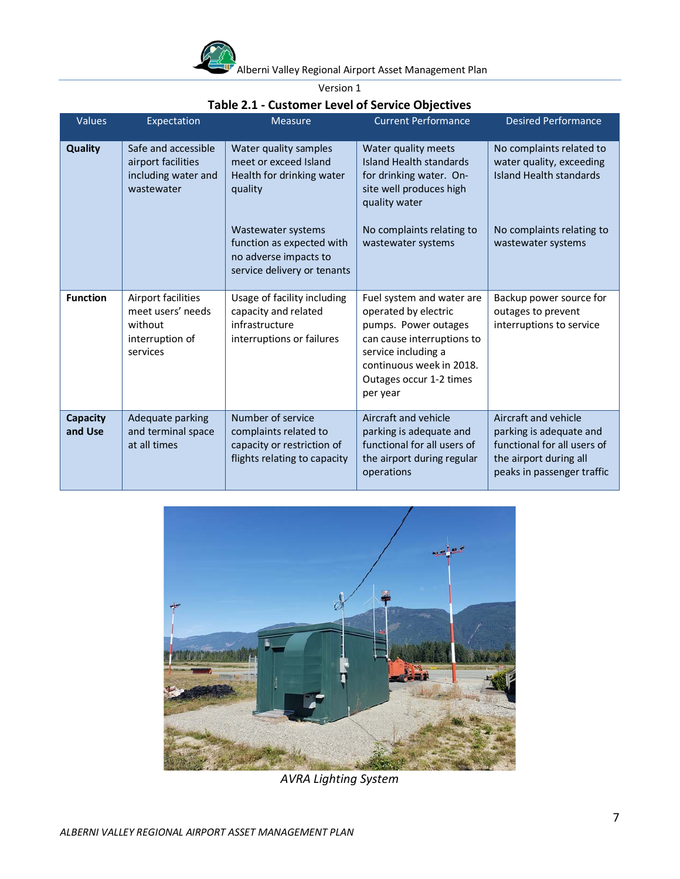Version 1

**Table 2.1 - Customer Level of Service Objectives**

| Values | Expectation | Measure | Current Performance | Desired Performance |
|---|---|---|---|---|
| **Quality** | Safe and accessible airport facilities including water and wastewater | Water quality samples meet or exceed Island Health for drinking water quality | Water quality meets Island Health standards for drinking water. On-site well produces high quality water | No complaints related to water quality, exceeding Island Health standards |
| | | Wastewater systems function as expected with no adverse impacts to service delivery or tenants | No complaints relating to wastewater systems | No complaints relating to wastewater systems |
| **Function** | Airport facilities meet users' needs without interruption of services | Usage of facility including capacity and related infrastructure interruptions or failures | Fuel system and water are operated by electric pumps. Power outages can cause interruptions to service including a continuous week in 2018. Outages occur 1-2 times per year | Backup power source for outages to prevent interruptions to service |
| **Capacity and Use** | Adequate parking and terminal space at all times | Number of service complaints related to capacity or restriction of flights relating to capacity | Aircraft and vehicle parking is adequate and functional for all users of the airport during regular operations | Aircraft and vehicle parking is adequate and functional for all users of the airport during all peaks in passenger traffic |

*AVRA Lighting System*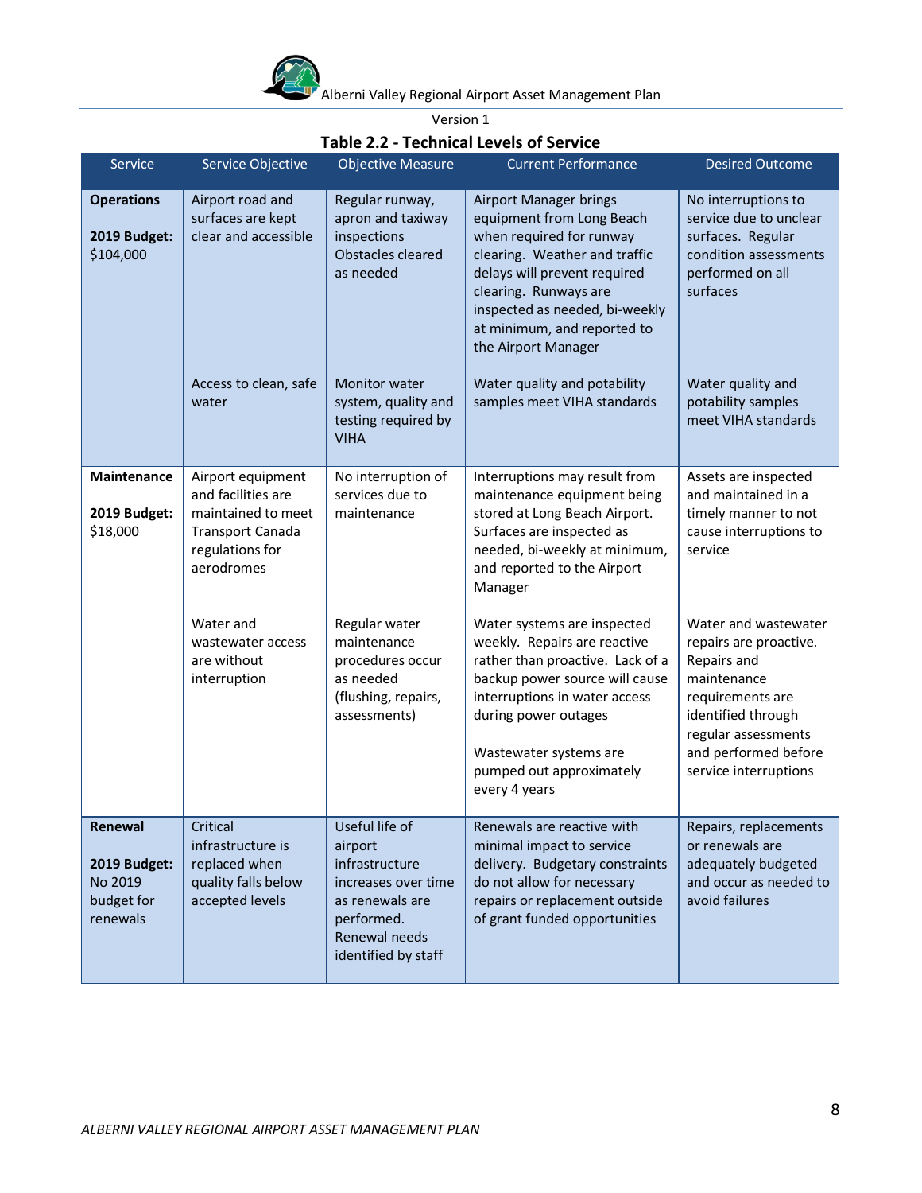Version 1

**Table 2.2 - Technical Levels of Service**

| Service | Service Objective | Objective Measure | Current Performance | Desired Outcome |
|---|---|---|---|---|
| **Operations**<br><br>**2019 Budget:** $104,000 | Airport road and surfaces are kept clear and accessible | Regular runway, apron and taxiway inspections Obstacles cleared as needed | Airport Manager brings equipment from Long Beach when required for runway clearing. Weather and traffic delays will prevent required clearing. Runways are inspected as needed, bi-weekly at minimum, and reported to the Airport Manager | No interruptions to service due to unclear surfaces. Regular condition assessments performed on all surfaces |
| | Access to clean, safe water | Monitor water system, quality and testing required by VIHA | Water quality and potability samples meet VIHA standards | Water quality and potability samples meet VIHA standards |
| **Maintenance**<br><br>**2019 Budget:** $18,000 | Airport equipment and facilities are maintained to meet Transport Canada regulations for aerodromes | No interruption of services due to maintenance | Interruptions may result from maintenance equipment being stored at Long Beach Airport. Surfaces are inspected as needed, bi-weekly at minimum, and reported to the Airport Manager | Assets are inspected and maintained in a timely manner to not cause interruptions to service |
| | Water and wastewater access are without interruption | Regular water maintenance procedures occur as needed (flushing, repairs, assessments) | Water systems are inspected weekly. Repairs are reactive rather than proactive. Lack of a backup power source will cause interruptions in water access during power outages<br><br>Wastewater systems are pumped out approximately every 4 years | Water and wastewater repairs are proactive. Repairs and maintenance requirements are identified through regular assessments and performed before service interruptions |
| **Renewal**<br><br>**2019 Budget:** No 2019 budget for renewals | Critical infrastructure is replaced when quality falls below accepted levels | Useful life of airport infrastructure increases over time as renewals are performed. Renewal needs identified by staff | Renewals are reactive with minimal impact to service delivery. Budgetary constraints do not allow for necessary repairs or replacement outside of grant funded opportunities | Repairs, replacements or renewals are adequately budgeted and occur as needed to avoid failures |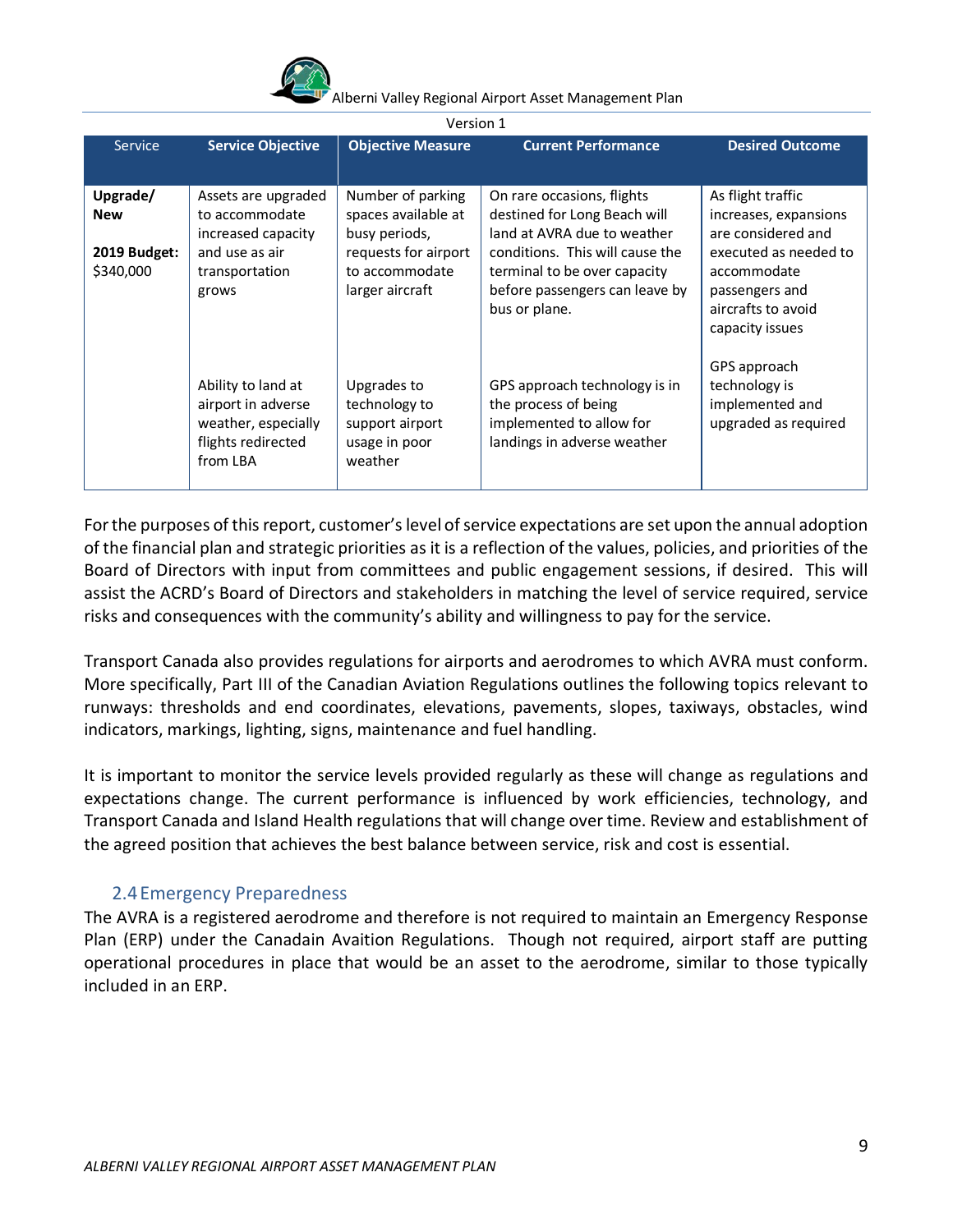| Service | Service Objective | Objective Measure | Current Performance | Desired Outcome |
|---|---|---|---|---|
| **Upgrade/ New**<br><br>**2019 Budget:** $340,000 | Assets are upgraded to accommodate increased capacity and use as air transportation grows | Number of parking spaces available at busy periods, requests for airport to accommodate larger aircraft | On rare occasions, flights destined for Long Beach will land at AVRA due to weather conditions. This will cause the terminal to be over capacity before passengers can leave by bus or plane. | As flight traffic increases, expansions are considered and executed as needed to accommodate passengers and aircrafts to avoid capacity issues |
| | Ability to land at airport in adverse weather, especially flights redirected from LBA | Upgrades to technology to support airport usage in poor weather | GPS approach technology is in the process of being implemented to allow for landings in adverse weather | GPS approach technology is implemented and upgraded as required |

For the purposes of this report, customer's level of service expectations are set upon the annual adoption of the financial plan and strategic priorities as it is a reflection of the values, policies, and priorities of the Board of Directors with input from committees and public engagement sessions, if desired. This will assist the ACRD's Board of Directors and stakeholders in matching the level of service required, service risks and consequences with the community's ability and willingness to pay for the service.

Transport Canada also provides regulations for airports and aerodromes to which AVRA must conform. More specifically, Part III of the Canadian Aviation Regulations outlines the following topics relevant to runways: thresholds and end coordinates, elevations, pavements, slopes, taxiways, obstacles, wind indicators, markings, lighting, signs, maintenance and fuel handling.

It is important to monitor the service levels provided regularly as these will change as regulations and expectations change. The current performance is influenced by work efficiencies, technology, and Transport Canada and Island Health regulations that will change over time. Review and establishment of the agreed position that achieves the best balance between service, risk and cost is essential.

## 2.4 Emergency Preparedness

The AVRA is a registered aerodrome and therefore is not required to maintain an Emergency Response Plan (ERP) under the Canadain Avaition Regulations. Though not required, airport staff are putting operational procedures in place that would be an asset to the aerodrome, similar to those typically included in an ERP.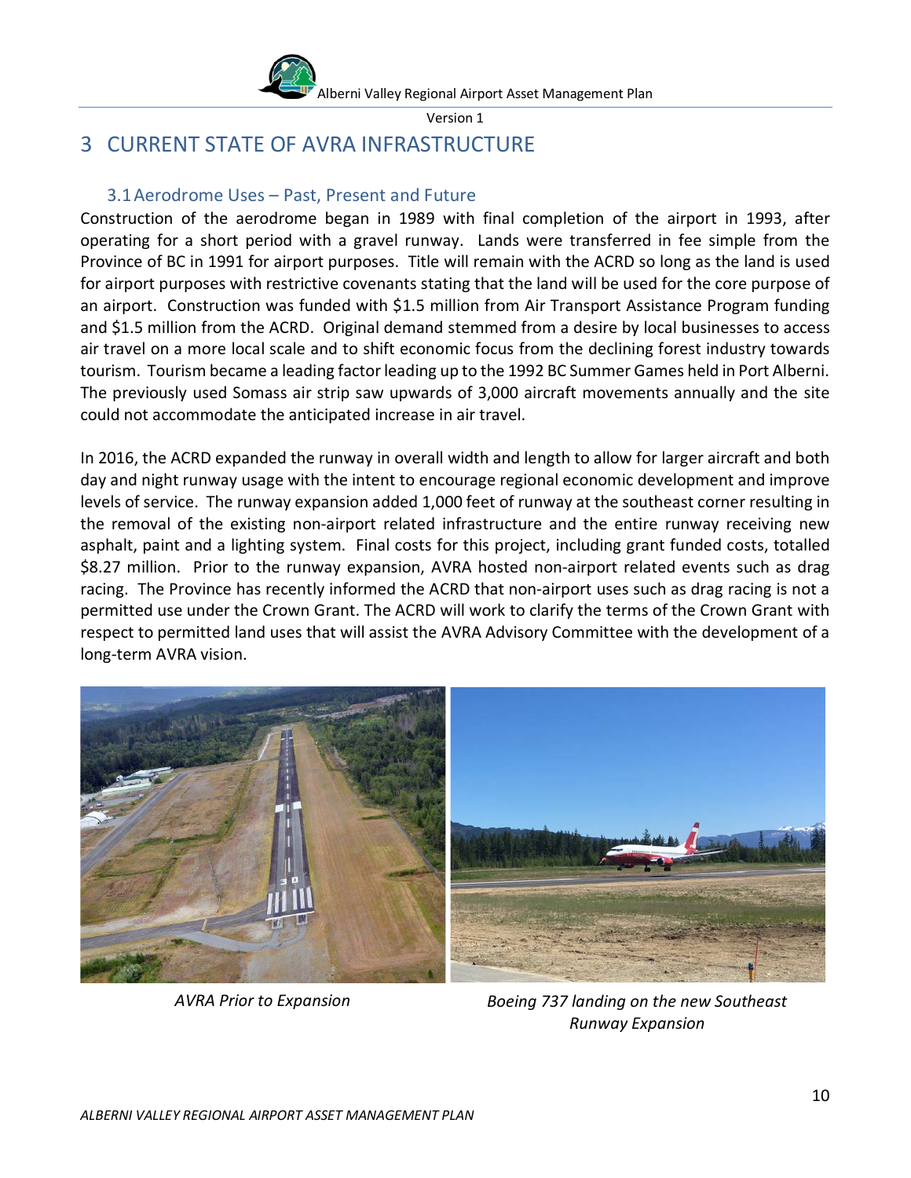# 3 CURRENT STATE OF AVRA INFRASTRUCTURE

## 3.1 Aerodrome Uses – Past, Present and Future

Construction of the aerodrome began in 1989 with final completion of the airport in 1993, after operating for a short period with a gravel runway. Lands were transferred in fee simple from the Province of BC in 1991 for airport purposes. Title will remain with the ACRD so long as the land is used for airport purposes with restrictive covenants stating that the land will be used for the core purpose of an airport. Construction was funded with $1.5 million from Air Transport Assistance Program funding and $1.5 million from the ACRD. Original demand stemmed from a desire by local businesses to access air travel on a more local scale and to shift economic focus from the declining forest industry towards tourism. Tourism became a leading factor leading up to the 1992 BC Summer Games held in Port Alberni. The previously used Somass air strip saw upwards of 3,000 aircraft movements annually and the site could not accommodate the anticipated increase in air travel.

In 2016, the ACRD expanded the runway in overall width and length to allow for larger aircraft and both day and night runway usage with the intent to encourage regional economic development and improve levels of service. The runway expansion added 1,000 feet of runway at the southeast corner resulting in the removal of the existing non-airport related infrastructure and the entire runway receiving new asphalt, paint and a lighting system. Final costs for this project, including grant funded costs, totalled $8.27 million. Prior to the runway expansion, AVRA hosted non-airport related events such as drag racing. The Province has recently informed the ACRD that non-airport uses such as drag racing is not a permitted use under the Crown Grant. The ACRD will work to clarify the terms of the Crown Grant with respect to permitted land uses that will assist the AVRA Advisory Committee with the development of a long-term AVRA vision.

*AVRA Prior to Expansion*

*Boeing 737 landing on the new Southeast Runway Expansion*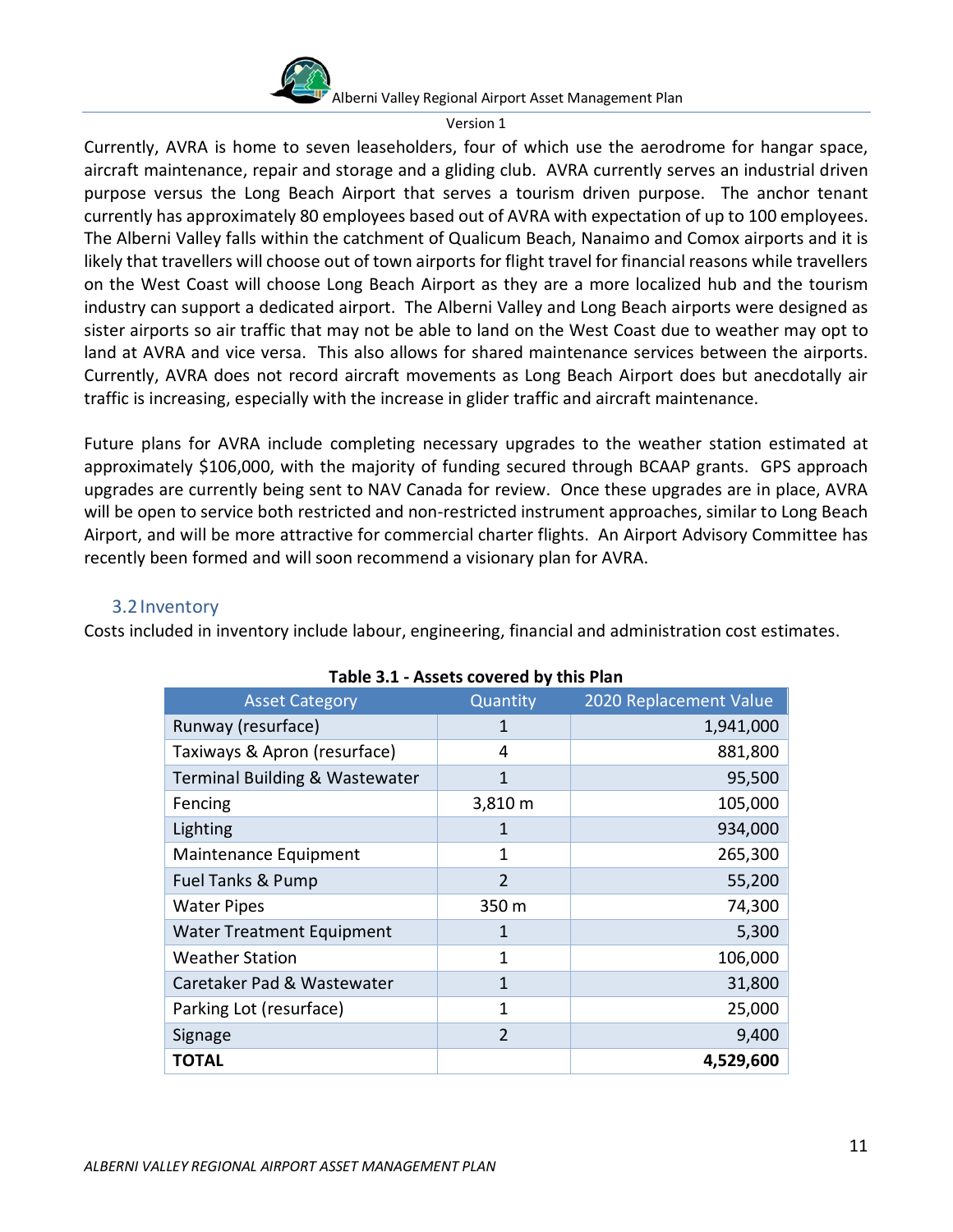Currently, AVRA is home to seven leaseholders, four of which use the aerodrome for hangar space, aircraft maintenance, repair and storage and a gliding club. AVRA currently serves an industrial driven purpose versus the Long Beach Airport that serves a tourism driven purpose. The anchor tenant currently has approximately 80 employees based out of AVRA with expectation of up to 100 employees. The Alberni Valley falls within the catchment of Qualicum Beach, Nanaimo and Comox airports and it is likely that travellers will choose out of town airports for flight travel for financial reasons while travellers on the West Coast will choose Long Beach Airport as they are a more localized hub and the tourism industry can support a dedicated airport. The Alberni Valley and Long Beach airports were designed as sister airports so air traffic that may not be able to land on the West Coast due to weather may opt to land at AVRA and vice versa. This also allows for shared maintenance services between the airports. Currently, AVRA does not record aircraft movements as Long Beach Airport does but anecdotally air traffic is increasing, especially with the increase in glider traffic and aircraft maintenance.

Future plans for AVRA include completing necessary upgrades to the weather station estimated at approximately $106,000, with the majority of funding secured through BCAAP grants. GPS approach upgrades are currently being sent to NAV Canada for review. Once these upgrades are in place, AVRA will be open to service both restricted and non-restricted instrument approaches, similar to Long Beach Airport, and will be more attractive for commercial charter flights. An Airport Advisory Committee has recently been formed and will soon recommend a visionary plan for AVRA.

## 3.2 Inventory

Costs included in inventory include labour, engineering, financial and administration cost estimates.

**Table 3.1 - Assets covered by this Plan**

| Asset Category | Quantity | 2020 Replacement Value |
|---|---|---|
| Runway (resurface) | 1 | 1,941,000 |
| Taxiways & Apron (resurface) | 4 | 881,800 |
| Terminal Building & Wastewater | 1 | 95,500 |
| Fencing | 3,810 m | 105,000 |
| Lighting | 1 | 934,000 |
| Maintenance Equipment | 1 | 265,300 |
| Fuel Tanks & Pump | 2 | 55,200 |
| Water Pipes | 350 m | 74,300 |
| Water Treatment Equipment | 1 | 5,300 |
| Weather Station | 1 | 106,000 |
| Caretaker Pad & Wastewater | 1 | 31,800 |
| Parking Lot (resurface) | 1 | 25,000 |
| Signage | 2 | 9,400 |
| **TOTAL** | | **4,529,600** |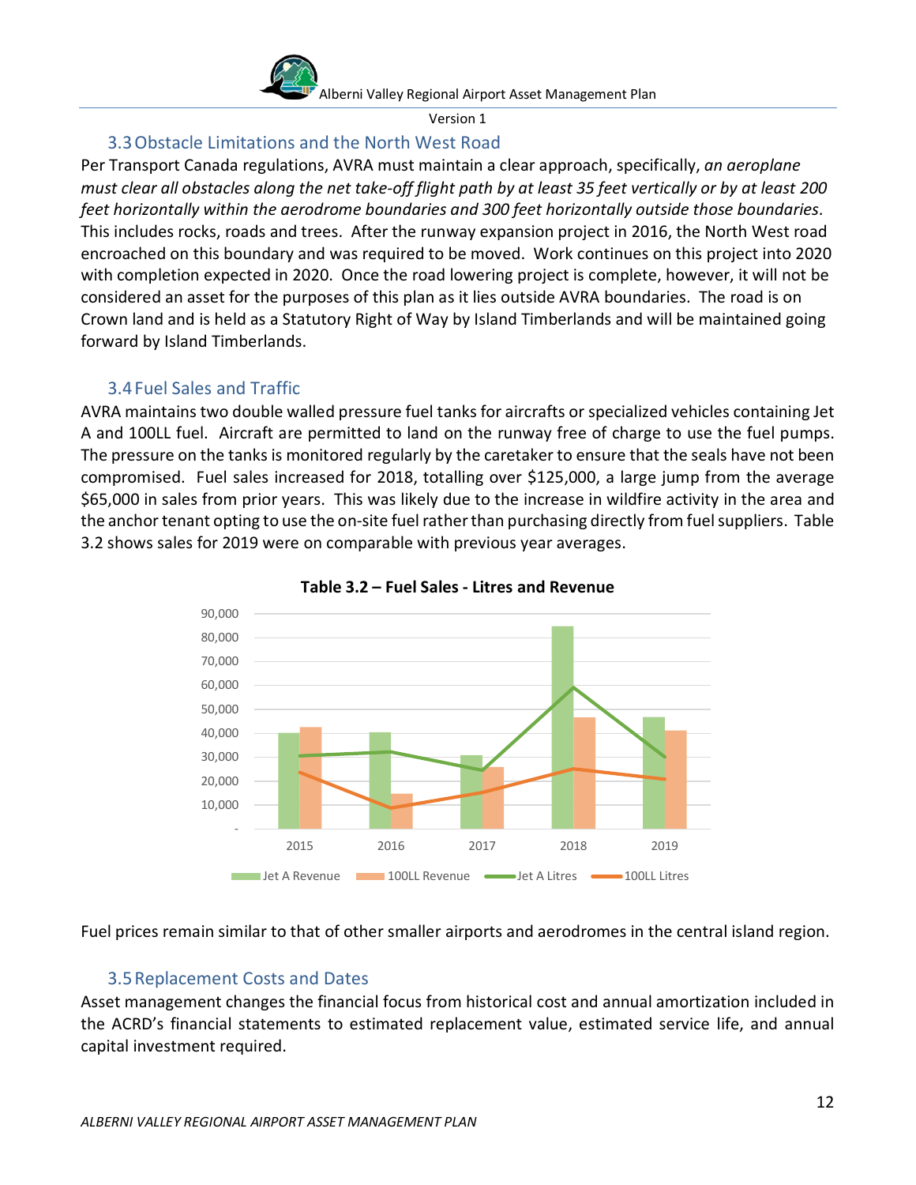## 3.3 Obstacle Limitations and the North West Road

Per Transport Canada regulations, AVRA must maintain a clear approach, specifically, *an aeroplane must clear all obstacles along the net take-off flight path by at least 35 feet vertically or by at least 200 feet horizontally within the aerodrome boundaries and 300 feet horizontally outside those boundaries*. This includes rocks, roads and trees. After the runway expansion project in 2016, the North West road encroached on this boundary and was required to be moved. Work continues on this project into 2020 with completion expected in 2020. Once the road lowering project is complete, however, it will not be considered an asset for the purposes of this plan as it lies outside AVRA boundaries. The road is on Crown land and is held as a Statutory Right of Way by Island Timberlands and will be maintained going forward by Island Timberlands.

## 3.4 Fuel Sales and Traffic

AVRA maintains two double walled pressure fuel tanks for aircrafts or specialized vehicles containing Jet A and 100LL fuel. Aircraft are permitted to land on the runway free of charge to use the fuel pumps. The pressure on the tanks is monitored regularly by the caretaker to ensure that the seals have not been compromised. Fuel sales increased for 2018, totalling over $125,000, a large jump from the average $65,000 in sales from prior years. This was likely due to the increase in wildfire activity in the area and the anchor tenant opting to use the on-site fuel rather than purchasing directly from fuel suppliers. Table 3.2 shows sales for 2019 were on comparable with previous year averages.

**Table 3.2 – Fuel Sales - Litres and Revenue**

Fuel prices remain similar to that of other smaller airports and aerodromes in the central island region.

## 3.5 Replacement Costs and Dates

Asset management changes the financial focus from historical cost and annual amortization included in the ACRD's financial statements to estimated replacement value, estimated service life, and annual capital investment required.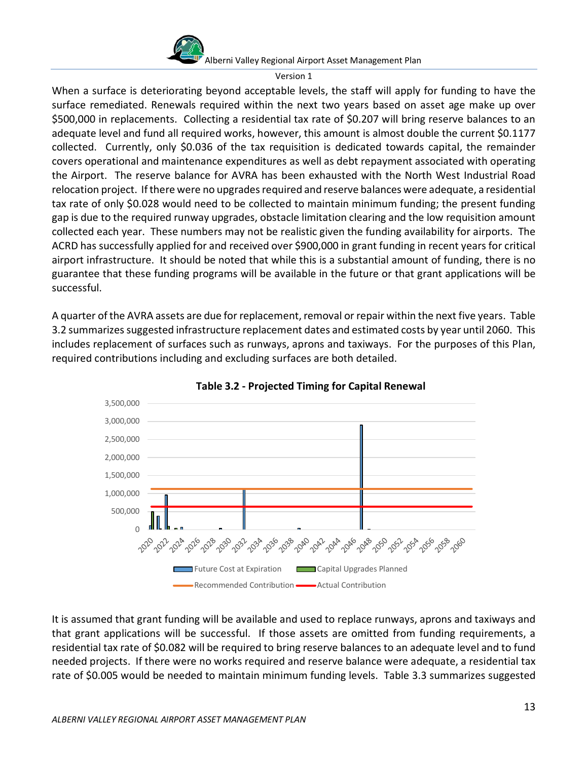When a surface is deteriorating beyond acceptable levels, the staff will apply for funding to have the surface remediated. Renewals required within the next two years based on asset age make up over $500,000 in replacements. Collecting a residential tax rate of $0.207 will bring reserve balances to an adequate level and fund all required works, however, this amount is almost double the current $0.1177 collected. Currently, only $0.036 of the tax requisition is dedicated towards capital, the remainder covers operational and maintenance expenditures as well as debt repayment associated with operating the Airport. The reserve balance for AVRA has been exhausted with the North West Industrial Road relocation project. If there were no upgrades required and reserve balances were adequate, a residential tax rate of only $0.028 would need to be collected to maintain minimum funding; the present funding gap is due to the required runway upgrades, obstacle limitation clearing and the low requisition amount collected each year. These numbers may not be realistic given the funding availability for airports. The ACRD has successfully applied for and received over $900,000 in grant funding in recent years for critical airport infrastructure. It should be noted that while this is a substantial amount of funding, there is no guarantee that these funding programs will be available in the future or that grant applications will be successful.

A quarter of the AVRA assets are due for replacement, removal or repair within the next five years. Table 3.2 summarizes suggested infrastructure replacement dates and estimated costs by year until 2060. This includes replacement of surfaces such as runways, aprons and taxiways. For the purposes of this Plan, required contributions including and excluding surfaces are both detailed.

**Table 3.2 - Projected Timing for Capital Renewal**

It is assumed that grant funding will be available and used to replace runways, aprons and taxiways and that grant applications will be successful. If those assets are omitted from funding requirements, a residential tax rate of $0.082 will be required to bring reserve balances to an adequate level and to fund needed projects. If there were no works required and reserve balance were adequate, a residential tax rate of $0.005 would be needed to maintain minimum funding levels. Table 3.3 summarizes suggested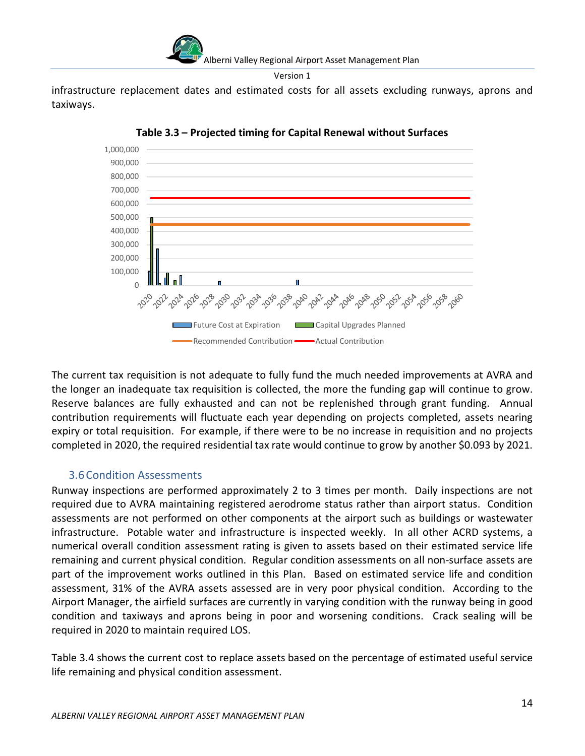infrastructure replacement dates and estimated costs for all assets excluding runways, aprons and taxiways.

**Table 3.3 – Projected timing for Capital Renewal without Surfaces**

The current tax requisition is not adequate to fully fund the much needed improvements at AVRA and the longer an inadequate tax requisition is collected, the more the funding gap will continue to grow. Reserve balances are fully exhausted and can not be replenished through grant funding. Annual contribution requirements will fluctuate each year depending on projects completed, assets nearing expiry or total requisition. For example, if there were to be no increase in requisition and no projects completed in 2020, the required residential tax rate would continue to grow by another $0.093 by 2021.

## 3.6 Condition Assessments

Runway inspections are performed approximately 2 to 3 times per month. Daily inspections are not required due to AVRA maintaining registered aerodrome status rather than airport status. Condition assessments are not performed on other components at the airport such as buildings or wastewater infrastructure. Potable water and infrastructure is inspected weekly. In all other ACRD systems, a numerical overall condition assessment rating is given to assets based on their estimated service life remaining and current physical condition. Regular condition assessments on all non-surface assets are part of the improvement works outlined in this Plan. Based on estimated service life and condition assessment, 31% of the AVRA assets assessed are in very poor physical condition. According to the Airport Manager, the airfield surfaces are currently in varying condition with the runway being in good condition and taxiways and aprons being in poor and worsening conditions. Crack sealing will be required in 2020 to maintain required LOS.

Table 3.4 shows the current cost to replace assets based on the percentage of estimated useful service life remaining and physical condition assessment.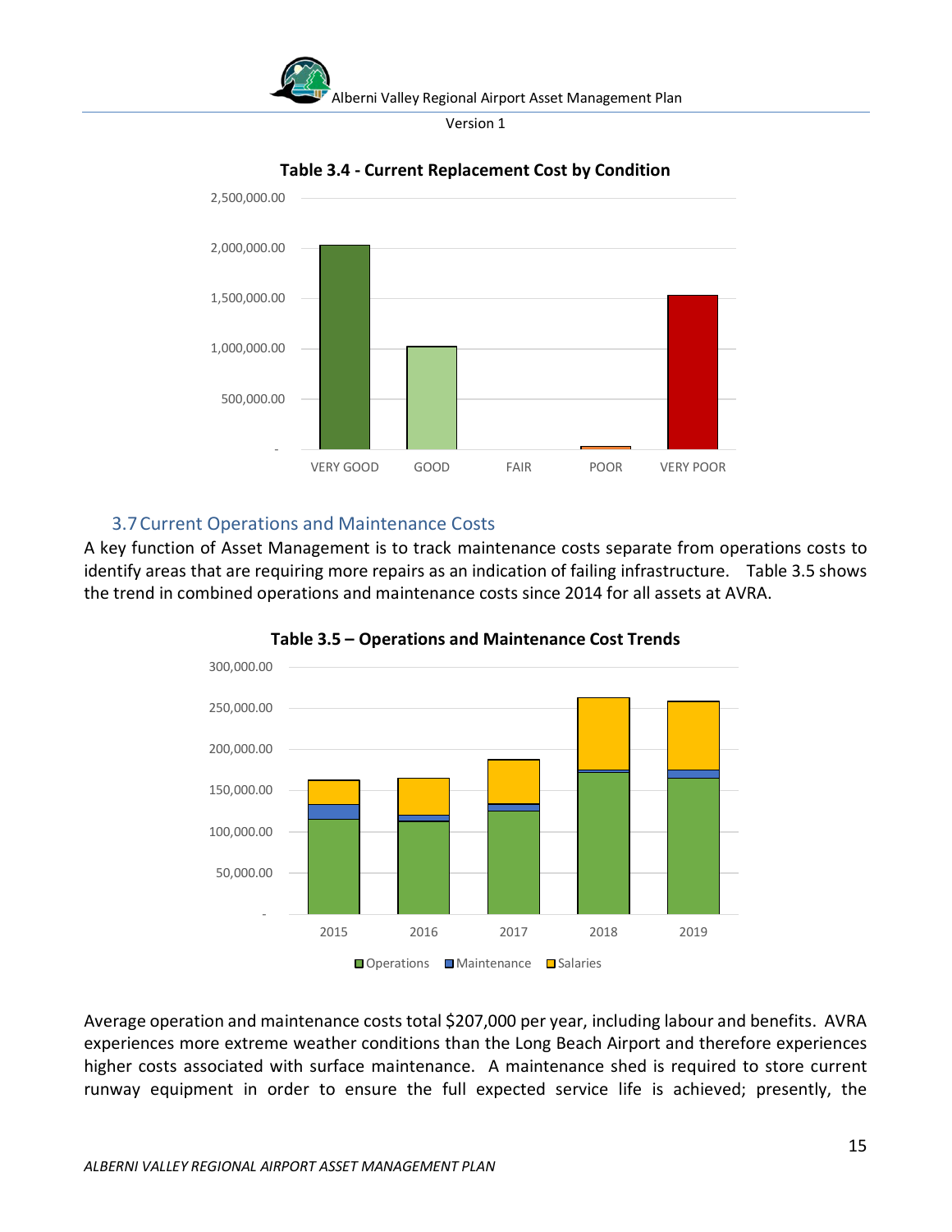**Table 3.4 - Current Replacement Cost by Condition**

## 3.7 Current Operations and Maintenance Costs

A key function of Asset Management is to track maintenance costs separate from operations costs to identify areas that are requiring more repairs as an indication of failing infrastructure. Table 3.5 shows the trend in combined operations and maintenance costs since 2014 for all assets at AVRA.

**Table 3.5 – Operations and Maintenance Cost Trends**

Average operation and maintenance costs total $207,000 per year, including labour and benefits. AVRA experiences more extreme weather conditions than the Long Beach Airport and therefore experiences higher costs associated with surface maintenance. A maintenance shed is required to store current runway equipment in order to ensure the full expected service life is achieved; presently, the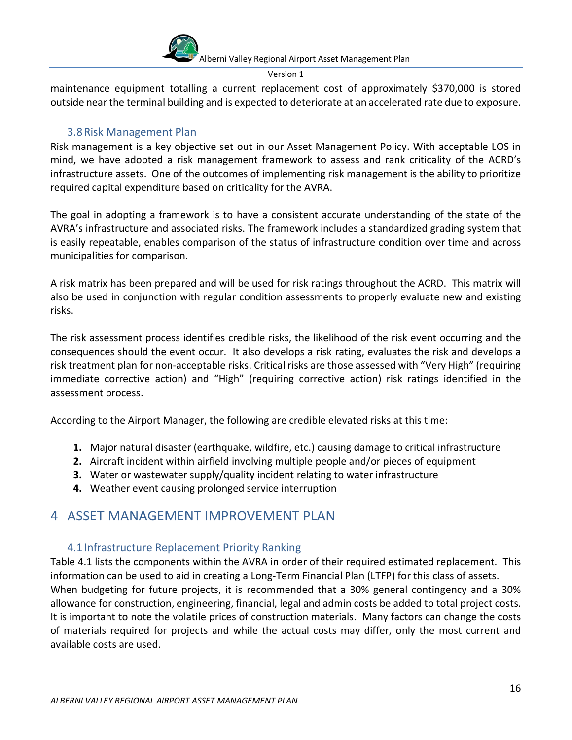maintenance equipment totalling a current replacement cost of approximately $370,000 is stored outside near the terminal building and is expected to deteriorate at an accelerated rate due to exposure.

### 3.8 Risk Management Plan

Risk management is a key objective set out in our Asset Management Policy. With acceptable LOS in mind, we have adopted a risk management framework to assess and rank criticality of the ACRD's infrastructure assets. One of the outcomes of implementing risk management is the ability to prioritize required capital expenditure based on criticality for the AVRA.

The goal in adopting a framework is to have a consistent accurate understanding of the state of the AVRA's infrastructure and associated risks. The framework includes a standardized grading system that is easily repeatable, enables comparison of the status of infrastructure condition over time and across municipalities for comparison.

A risk matrix has been prepared and will be used for risk ratings throughout the ACRD. This matrix will also be used in conjunction with regular condition assessments to properly evaluate new and existing risks.

The risk assessment process identifies credible risks, the likelihood of the risk event occurring and the consequences should the event occur. It also develops a risk rating, evaluates the risk and develops a risk treatment plan for non-acceptable risks. Critical risks are those assessed with "Very High" (requiring immediate corrective action) and "High" (requiring corrective action) risk ratings identified in the assessment process.

According to the Airport Manager, the following are credible elevated risks at this time:

1. Major natural disaster (earthquake, wildfire, etc.) causing damage to critical infrastructure
2. Aircraft incident within airfield involving multiple people and/or pieces of equipment
3. Water or wastewater supply/quality incident relating to water infrastructure
4. Weather event causing prolonged service interruption

## 4 ASSET MANAGEMENT IMPROVEMENT PLAN

### 4.1 Infrastructure Replacement Priority Ranking

Table 4.1 lists the components within the AVRA in order of their required estimated replacement. This information can be used to aid in creating a Long-Term Financial Plan (LTFP) for this class of assets. When budgeting for future projects, it is recommended that a 30% general contingency and a 30% allowance for construction, engineering, financial, legal and admin costs be added to total project costs. It is important to note the volatile prices of construction materials. Many factors can change the costs of materials required for projects and while the actual costs may differ, only the most current and available costs are used.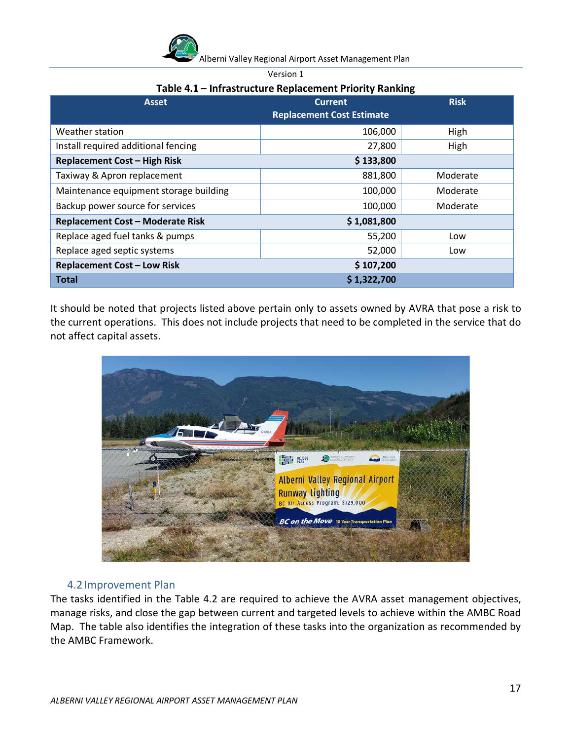Version 1

**Table 4.1 – Infrastructure Replacement Priority Ranking**

| Asset | Current Replacement Cost Estimate | Risk |
|---|---|---|
| Weather station | 106,000 | High |
| Install required additional fencing | 27,800 | High |
| **Replacement Cost – High Risk** | **$ 133,800** | |
| Taxiway & Apron replacement | 881,800 | Moderate |
| Maintenance equipment storage building | 100,000 | Moderate |
| Backup power source for services | 100,000 | Moderate |
| **Replacement Cost – Moderate Risk** | **$ 1,081,800** | |
| Replace aged fuel tanks & pumps | 55,200 | Low |
| Replace aged septic systems | 52,000 | Low |
| **Replacement Cost – Low Risk** | **$ 107,200** | |
| **Total** | **$ 1,322,700** | |

It should be noted that projects listed above pertain only to assets owned by AVRA that pose a risk to the current operations. This does not include projects that need to be completed in the service that do not affect capital assets.

## 4.2 Improvement Plan

The tasks identified in the Table 4.2 are required to achieve the AVRA asset management objectives, manage risks, and close the gap between current and targeted levels to achieve within the AMBC Road Map. The table also identifies the integration of these tasks into the organization as recommended by the AMBC Framework.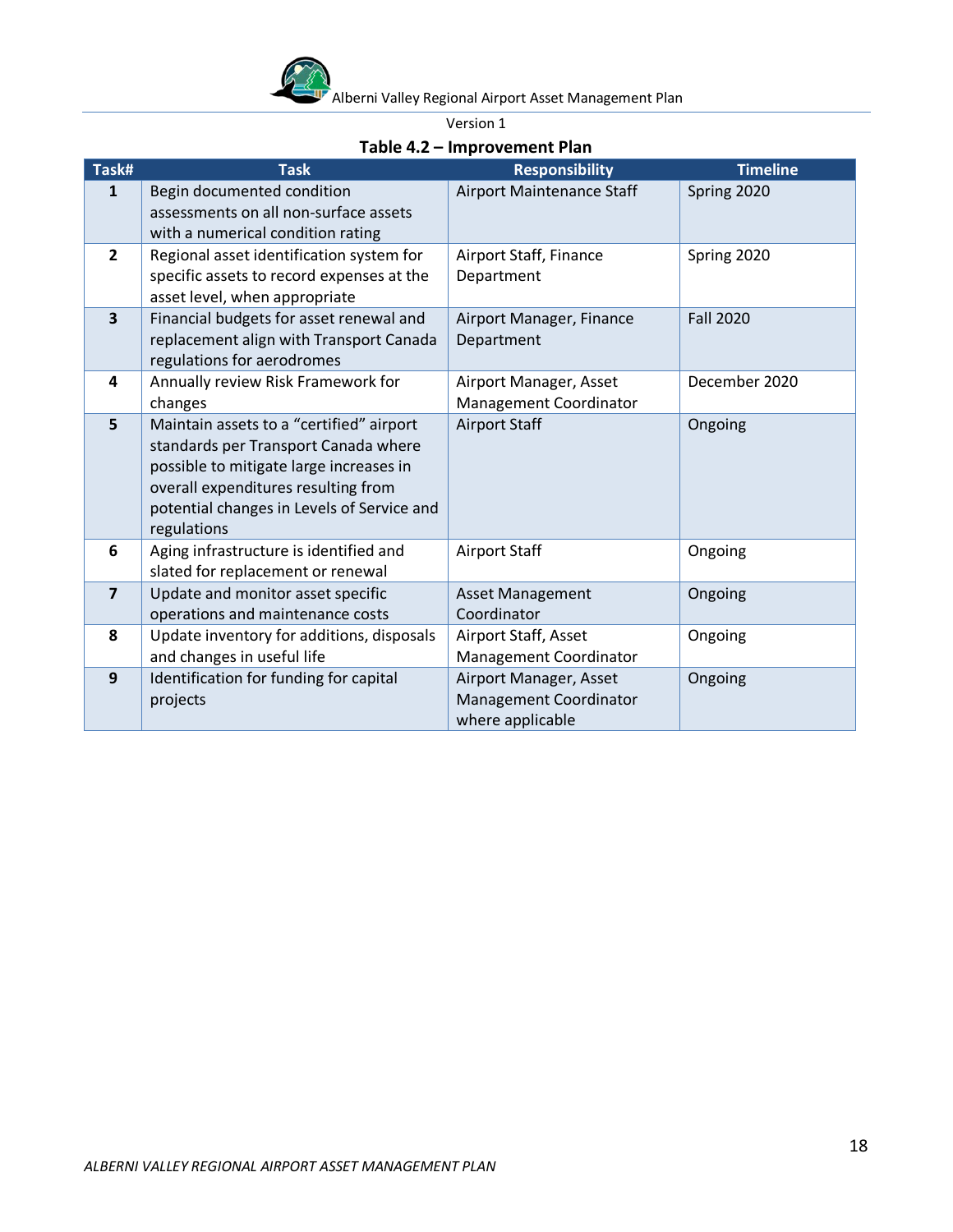Version 1

**Table 4.2 – Improvement Plan**

| Task# | Task | Responsibility | Timeline |
|---|---|---|---|
| **1** | Begin documented condition assessments on all non-surface assets with a numerical condition rating | Airport Maintenance Staff | Spring 2020 |
| **2** | Regional asset identification system for specific assets to record expenses at the asset level, when appropriate | Airport Staff, Finance Department | Spring 2020 |
| **3** | Financial budgets for asset renewal and replacement align with Transport Canada regulations for aerodromes | Airport Manager, Finance Department | Fall 2020 |
| **4** | Annually review Risk Framework for changes | Airport Manager, Asset Management Coordinator | December 2020 |
| **5** | Maintain assets to a "certified" airport standards per Transport Canada where possible to mitigate large increases in overall expenditures resulting from potential changes in Levels of Service and regulations | Airport Staff | Ongoing |
| **6** | Aging infrastructure is identified and slated for replacement or renewal | Airport Staff | Ongoing |
| **7** | Update and monitor asset specific operations and maintenance costs | Asset Management Coordinator | Ongoing |
| **8** | Update inventory for additions, disposals and changes in useful life | Airport Staff, Asset Management Coordinator | Ongoing |
| **9** | Identification for funding for capital projects | Airport Manager, Asset Management Coordinator where applicable | Ongoing |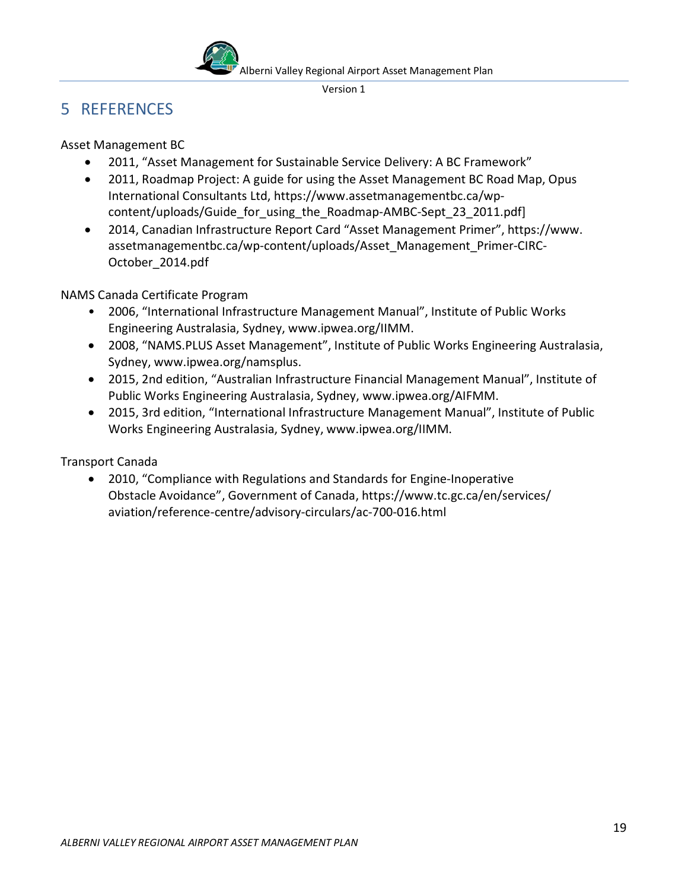# 5 REFERENCES

Asset Management BC

- 2011, “Asset Management for Sustainable Service Delivery: A BC Framework”
- 2011, Roadmap Project: A guide for using the Asset Management BC Road Map, Opus International Consultants Ltd, https://www.assetmanagementbc.ca/wp-content/uploads/Guide_for_using_the_Roadmap-AMBC-Sept_23_2011.pdf]
- 2014, Canadian Infrastructure Report Card “Asset Management Primer”, https://www.assetmanagementbc.ca/wp-content/uploads/Asset_Management_Primer-CIRC-October_2014.pdf

NAMS Canada Certificate Program

- 2006, “International Infrastructure Management Manual”, Institute of Public Works Engineering Australasia, Sydney, www.ipwea.org/IIMM.
- 2008, “NAMS.PLUS Asset Management”, Institute of Public Works Engineering Australasia, Sydney, www.ipwea.org/namsplus.
- 2015, 2nd edition, “Australian Infrastructure Financial Management Manual”, Institute of Public Works Engineering Australasia, Sydney, www.ipwea.org/AIFMM.
- 2015, 3rd edition, “International Infrastructure Management Manual”, Institute of Public Works Engineering Australasia, Sydney, www.ipwea.org/IIMM.

Transport Canada

- 2010, “Compliance with Regulations and Standards for Engine-Inoperative Obstacle Avoidance”, Government of Canada, https://www.tc.gc.ca/en/services/aviation/reference-centre/advisory-circulars/ac-700-016.html